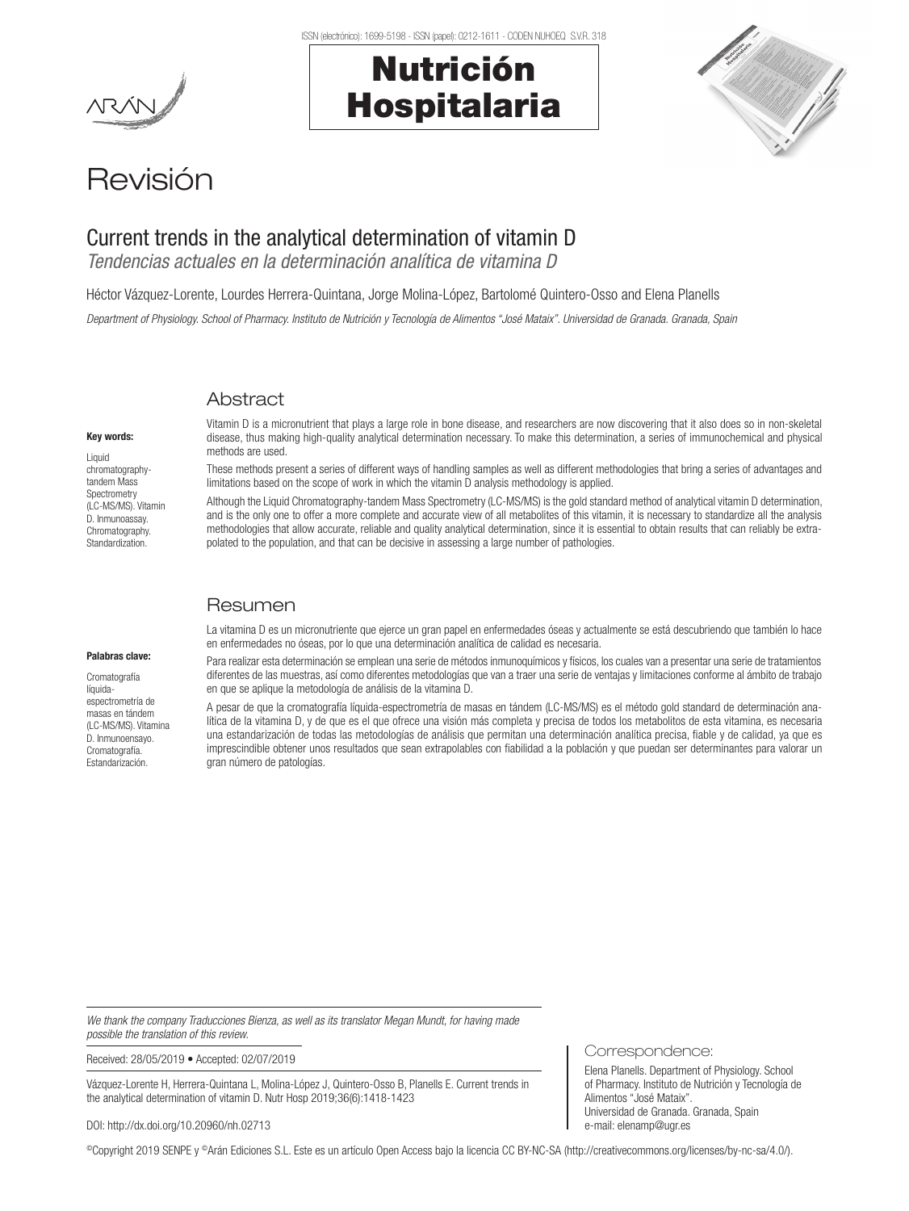# Revisión

## Current trends in the analytical determination of vitamin D

*Tendencias actuales en la determinación analítica de vitamina D*

Héctor Vázquez-Lorente, Lourdes Herrera-Quintana, Jorge Molina-López, Bartolomé Quintero-Osso and Elena Planells

*Department of Physiology. School of Pharmacy. Instituto de Nutrición y Tecnología de Alimentos "José Mataix". Universidad de Granada. Granada, Spain*

### Abstract

**Key words:**

Liquid chromatography-tandem Mass Spectrometry (LC-MS/MS). Vitamin D. Inmunoassay. Chromatography. Standardization.

Vitamin D is a micronutrient that plays a large role in bone disease, and researchers are now discovering that it also does so in non-skeletal disease, thus making high-quality analytical determination necessary. To make this determination, a series of immunochemical and physical methods are used.

These methods present a series of different ways of handling samples as well as different methodologies that bring a series of advantages and limitations based on the scope of work in which the vitamin D analysis methodology is applied.

Although the Liquid Chromatography-tandem Mass Spectrometry (LC-MS/MS) is the gold standard method of analytical vitamin D determination, and is the only one to offer a more complete and accurate view of all metabolites of this vitamin, it is necessary to standardize all the analysis methodologies that allow accurate, reliable and quality analytical determination, since it is essential to obtain results that can reliably be extrapolated to the population, and that can be decisive in assessing a large number of pathologies.

### Resumen

**Palabras clave:**

Cromatografía líquida-espectrometría de masas en tándem (LC-MS/MS). Vitamina D. Inmunoensayo. Cromatografía. Estandarización.

La vitamina D es un micronutriente que ejerce un gran papel en enfermedades óseas y actualmente se está descubriendo que también lo hace en enfermedades no óseas, por lo que una determinación analítica de calidad es necesaria.

Para realizar esta determinación se emplean una serie de métodos inmunoquímicos y físicos, los cuales van a presentar una serie de tratamientos diferentes de las muestras, así como diferentes metodologías que van a traer una serie de ventajas y limitaciones conforme al ámbito de trabajo en que se aplique la metodología de análisis de la vitamina D.

A pesar de que la cromatografía líquida-espectrometría de masas en tándem (LC-MS/MS) es el método gold standard de determinación analítica de la vitamina D, y de que es el que ofrece una visión más completa y precisa de todos los metabolitos de esta vitamina, es necesaria una estandarización de todas las metodologías de análisis que permitan una determinación analítica precisa, fiable y de calidad, ya que es imprescindible obtener unos resultados que sean extrapolables con fiabilidad a la población y que puedan ser determinantes para valorar un gran número de patologías.

---

*We thank the company Traducciones Bienza, as well as its translator Megan Mundt, for having made possible the translation of this review.*

Received: 28/05/2019 • Accepted: 02/07/2019

Vázquez-Lorente H, Herrera-Quintana L, Molina-López J, Quintero-Osso B, Planells E. Current trends in the analytical determination of vitamin D. Nutr Hosp 2019;36(6):1418-1423

DOI: http://dx.doi.org/10.20960/nh.02713

**Correspondence:**

Elena Planells. Department of Physiology. School of Pharmacy. Instituto de Nutrición y Tecnología de Alimentos "José Mataix". Universidad de Granada. Granada, Spain
e-mail: elenamp@ugr.es

©Copyright 2019 SENPE y ©Arán Ediciones S.L. Este es un artículo Open Access bajo la licencia CC BY-NC-SA (http://creativecommons.org/licenses/by-nc-sa/4.0/).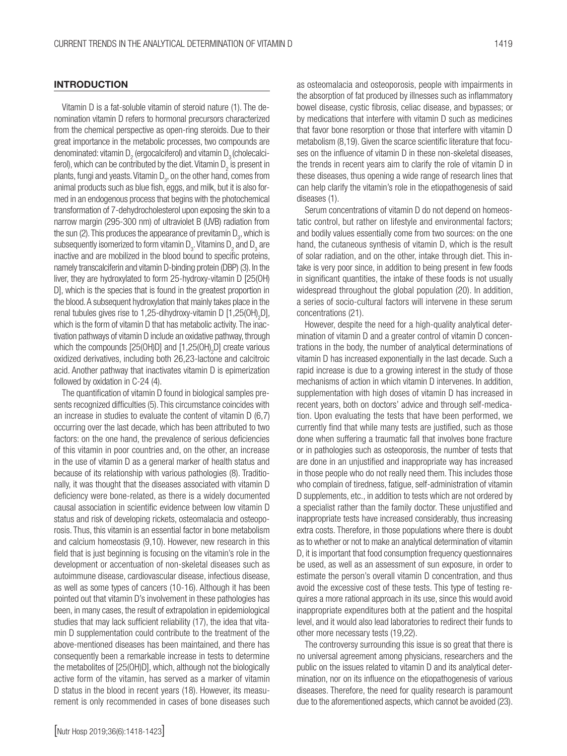## INTRODUCTION

Vitamin D is a fat-soluble vitamin of steroid nature (1). The denomination vitamin D refers to hormonal precursors characterized from the chemical perspective as open-ring steroids. Due to their great importance in the metabolic processes, two compounds are denominated: vitamin $D_2$ (ergocalciferol) and vitamin $D_3$ (cholecalciferol), which can be contributed by the diet. Vitamin $D_2$ is present in plants, fungi and yeasts. Vitamin $D_3$, on the other hand, comes from animal products such as blue fish, eggs, and milk, but it is also formed in an endogenous process that begins with the photochemical transformation of 7-dehydrocholesterol upon exposing the skin to a narrow margin (295-300 nm) of ultraviolet B (UVB) radiation from the sun (2). This produces the appearance of previtamin $D_3$, which is subsequently isomerized to form vitamin $D_3$. Vitamins $D_2$ and $D_3$ are inactive and are mobilized in the blood bound to specific proteins, namely transcalciferin and vitamin D-binding protein (DBP) (3). In the liver, they are hydroxylated to form 25-hydroxy-vitamin D [25(OH)D], which is the species that is found in the greatest proportion in the blood. A subsequent hydroxylation that mainly takes place in the renal tubules gives rise to 1,25-dihydroxy-vitamin D [1,25$(OH)_2$D], which is the form of vitamin D that has metabolic activity. The inactivation pathways of vitamin D include an oxidative pathway, through which the compounds [25(OH)D] and [1,25$(OH)_2$D] create various oxidized derivatives, including both 26,23-lactone and calcitroic acid. Another pathway that inactivates vitamin D is epimerization followed by oxidation in C-24 (4).

The quantification of vitamin D found in biological samples presents recognized difficulties (5). This circumstance coincides with an increase in studies to evaluate the content of vitamin D (6,7) occurring over the last decade, which has been attributed to two factors: on the one hand, the prevalence of serious deficiencies of this vitamin in poor countries and, on the other, an increase in the use of vitamin D as a general marker of health status and because of its relationship with various pathologies (8). Traditionally, it was thought that the diseases associated with vitamin D deficiency were bone-related, as there is a widely documented causal association in scientific evidence between low vitamin D status and risk of developing rickets, osteomalacia and osteoporosis. Thus, this vitamin is an essential factor in bone metabolism and calcium homeostasis (9,10). However, new research in this field that is just beginning is focusing on the vitamin's role in the development or accentuation of non-skeletal diseases such as autoimmune disease, cardiovascular disease, infectious disease, as well as some types of cancers (10-16). Although it has been pointed out that vitamin D's involvement in these pathologies has been, in many cases, the result of extrapolation in epidemiological studies that may lack sufficient reliability (17), the idea that vitamin D supplementation could contribute to the treatment of the above-mentioned diseases has been maintained, and there has consequently been a remarkable increase in tests to determine the metabolites of [25(OH)D], which, although not the biologically active form of the vitamin, has served as a marker of vitamin D status in the blood in recent years (18). However, its measurement is only recommended in cases of bone diseases such as osteomalacia and osteoporosis, people with impairments in the absorption of fat produced by illnesses such as inflammatory bowel disease, cystic fibrosis, celiac disease, and bypasses; or by medications that interfere with vitamin D such as medicines that favor bone resorption or those that interfere with vitamin D metabolism (8,19). Given the scarce scientific literature that focuses on the influence of vitamin D in these non-skeletal diseases, the trends in recent years aim to clarify the role of vitamin D in these diseases, thus opening a wide range of research lines that can help clarify the vitamin's role in the etiopathogenesis of said diseases (1).

Serum concentrations of vitamin D do not depend on homeostatic control, but rather on lifestyle and environmental factors; and bodily values essentially come from two sources: on the one hand, the cutaneous synthesis of vitamin D, which is the result of solar radiation, and on the other, intake through diet. This intake is very poor since, in addition to being present in few foods in significant quantities, the intake of these foods is not usually widespread throughout the global population (20). In addition, a series of socio-cultural factors will intervene in these serum concentrations (21).

However, despite the need for a high-quality analytical determination of vitamin D and a greater control of vitamin D concentrations in the body, the number of analytical determinations of vitamin D has increased exponentially in the last decade. Such a rapid increase is due to a growing interest in the study of those mechanisms of action in which vitamin D intervenes. In addition, supplementation with high doses of vitamin D has increased in recent years, both on doctors' advice and through self-medication. Upon evaluating the tests that have been performed, we currently find that while many tests are justified, such as those done when suffering a traumatic fall that involves bone fracture or in pathologies such as osteoporosis, the number of tests that are done in an unjustified and inappropriate way has increased in those people who do not really need them. This includes those who complain of tiredness, fatigue, self-administration of vitamin D supplements, etc., in addition to tests which are not ordered by a specialist rather than the family doctor. These unjustified and inappropriate tests have increased considerably, thus increasing extra costs. Therefore, in those populations where there is doubt as to whether or not to make an analytical determination of vitamin D, it is important that food consumption frequency questionnaires be used, as well as an assessment of sun exposure, in order to estimate the person's overall vitamin D concentration, and thus avoid the excessive cost of these tests. This type of testing requires a more rational approach in its use, since this would avoid inappropriate expenditures both at the patient and the hospital level, and it would also lead laboratories to redirect their funds to other more necessary tests (19,22).

The controversy surrounding this issue is so great that there is no universal agreement among physicians, researchers and the public on the issues related to vitamin D and its analytical determination, nor on its influence on the etiopathogenesis of various diseases. Therefore, the need for quality research is paramount due to the aforementioned aspects, which cannot be avoided (23).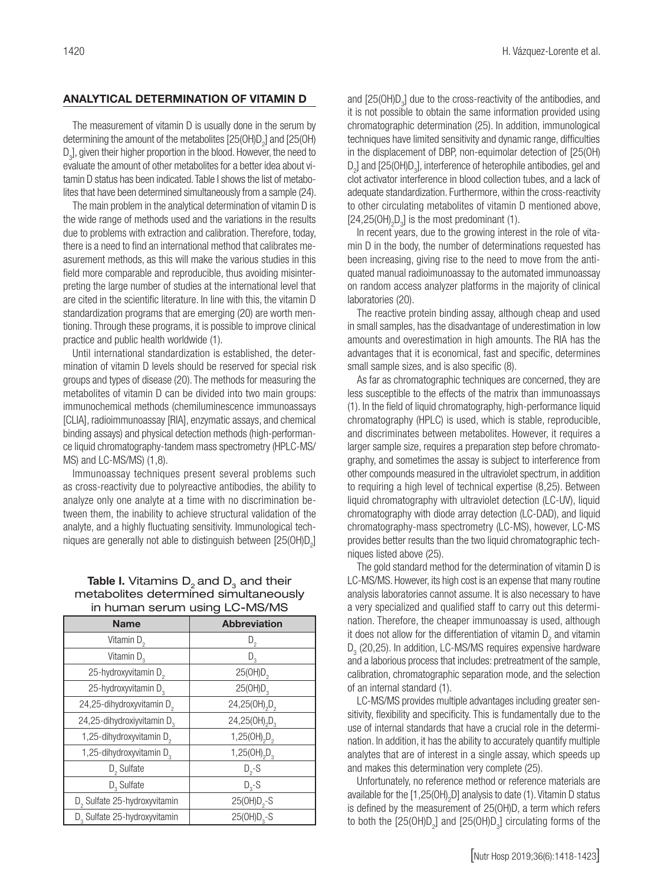## ANALYTICAL DETERMINATION OF VITAMIN D

The measurement of vitamin D is usually done in the serum by determining the amount of the metabolites [$25(OH)D_2$] and [$25(OH)D_3$], given their higher proportion in the blood. However, the need to evaluate the amount of other metabolites for a better idea about vitamin D status has been indicated. Table I shows the list of metabolites that have been determined simultaneously from a sample (24).

The main problem in the analytical determination of vitamin D is the wide range of methods used and the variations in the results due to problems with extraction and calibration. Therefore, today, there is a need to find an international method that calibrates measurement methods, as this will make the various studies in this field more comparable and reproducible, thus avoiding misinterpreting the large number of studies at the international level that are cited in the scientific literature. In line with this, the vitamin D standardization programs that are emerging (20) are worth mentioning. Through these programs, it is possible to improve clinical practice and public health worldwide (1).

Until international standardization is established, the determination of vitamin D levels should be reserved for special risk groups and types of disease (20). The methods for measuring the metabolites of vitamin D can be divided into two main groups: immunochemical methods (chemiluminescence immunoassays [CLIA], radioimmunoassay [RIA], enzymatic assays, and chemical binding assays) and physical detection methods (high-performance liquid chromatography-tandem mass spectrometry (HPLC-MS/MS) and LC-MS/MS) (1,8).

Immunoassay techniques present several problems such as cross-reactivity due to polyreactive antibodies, the ability to analyze only one analyte at a time with no discrimination between them, the inability to achieve structural validation of the analyte, and a highly fluctuating sensitivity. Immunological techniques are generally not able to distinguish between [$25(OH)D_2$] and [$25(OH)D_3$] due to the cross-reactivity of the antibodies, and it is not possible to obtain the same information provided using chromatographic determination (25). In addition, immunological techniques have limited sensitivity and dynamic range, difficulties in the displacement of DBP, non-equimolar detection of [$25(OH)D_2$] and [$25(OH)D_3$], interference of heterophile antibodies, gel and clot activator interference in blood collection tubes, and a lack of adequate standardization. Furthermore, within the cross-reactivity to other circulating metabolites of vitamin D mentioned above, [$24,25(OH)_2D_3$] is the most predominant (1).

**Table I.** Vitamins $D_2$ and $D_3$ and their metabolites determined simultaneously in human serum using LC-MS/MS

| Name | Abbreviation |
|---|---|
| Vitamin $D_2$ | $D_2$ |
| Vitamin $D_3$ | $D_3$ |
| 25-hydroxyvitamin $D_2$ | $25(OH)D_2$ |
| 25-hydroxyvitamin $D_3$ | $25(OH)D_3$ |
| 24,25-dihydroxyvitamin $D_2$ | $24,25(OH)_2D_2$ |
| 24,25-dihydroxiyvitamin $D_3$ | $24,25(OH)_2D_3$ |
| 1,25-dihydroxyvitamin $D_2$ | $1,25(OH)_2D_2$ |
| 1,25-dihydroxyvitamin $D_3$ | $1,25(OH)_2D_3$ |
| $D_2$ Sulfate | $D_2$-S |
| $D_3$ Sulfate | $D_3$-S |
| $D_2$ Sulfate 25-hydroxyvitamin | $25(OH)D_2$-S |
| $D_3$ Sulfate 25-hydroxyvitamin | $25(OH)D_3$-S |

In recent years, due to the growing interest in the role of vitamin D in the body, the number of determinations requested has been increasing, giving rise to the need to move from the antiquated manual radioimmunoassay to the automated immunoassay on random access analyzer platforms in the majority of clinical laboratories (20).

The reactive protein binding assay, although cheap and used in small samples, has the disadvantage of underestimation in low amounts and overestimation in high amounts. The RIA has the advantages that it is economical, fast and specific, determines small sample sizes, and is also specific (8).

As far as chromatographic techniques are concerned, they are less susceptible to the effects of the matrix than immunoassays (1). In the field of liquid chromatography, high-performance liquid chromatography (HPLC) is used, which is stable, reproducible, and discriminates between metabolites. However, it requires a larger sample size, requires a preparation step before chromatography, and sometimes the assay is subject to interference from other compounds measured in the ultraviolet spectrum, in addition to requiring a high level of technical expertise (8,25). Between liquid chromatography with ultraviolet detection (LC-UV), liquid chromatography with diode array detection (LC-DAD), and liquid chromatography-mass spectrometry (LC-MS), however, LC-MS provides better results than the two liquid chromatographic techniques listed above (25).

The gold standard method for the determination of vitamin D is LC-MS/MS. However, its high cost is an expense that many routine analysis laboratories cannot assume. It is also necessary to have a very specialized and qualified staff to carry out this determination. Therefore, the cheaper immunoassay is used, although it does not allow for the differentiation of vitamin $D_2$ and vitamin $D_3$ (20,25). In addition, LC-MS/MS requires expensive hardware and a laborious process that includes: pretreatment of the sample, calibration, chromatographic separation mode, and the selection of an internal standard (1).

LC-MS/MS provides multiple advantages including greater sensitivity, flexibility and specificity. This is fundamentally due to the use of internal standards that have a crucial role in the determination. In addition, it has the ability to accurately quantify multiple analytes that are of interest in a single assay, which speeds up and makes this determination very complete (25).

Unfortunately, no reference method or reference materials are available for the [$1,25(OH)_2D$] analysis to date (1). Vitamin D status is defined by the measurement of 25(OH)D, a term which refers to both the [$25(OH)D_2$] and [$25(OH)D_3$] circulating forms of the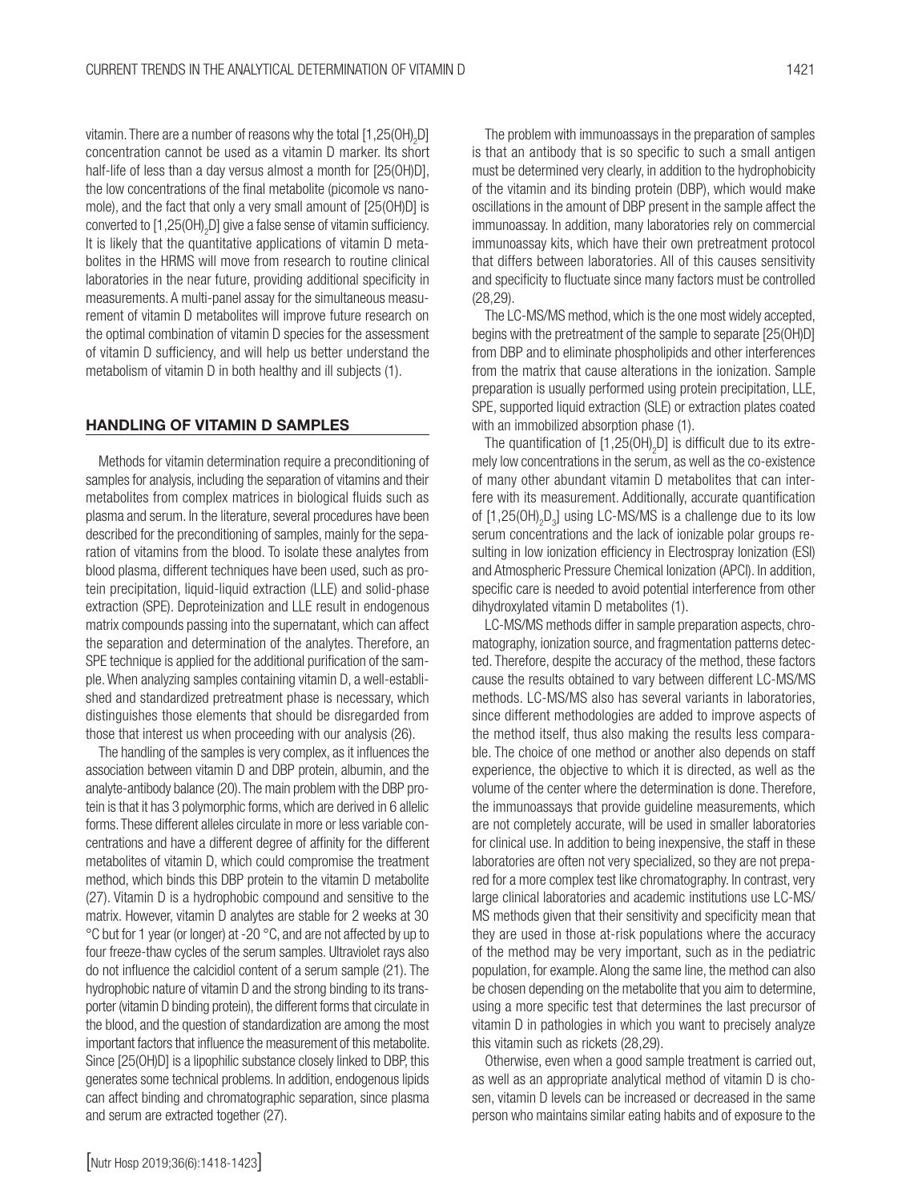vitamin. There are a number of reasons why the total [$1,25(OH)_2D$] concentration cannot be used as a vitamin D marker. Its short half-life of less than a day versus almost a month for [25(OH)D], the low concentrations of the final metabolite (picomole vs nanomole), and the fact that only a very small amount of [25(OH)D] is converted to [$1,25(OH)_2D$] give a false sense of vitamin sufficiency. It is likely that the quantitative applications of vitamin D metabolites in the HRMS will move from research to routine clinical laboratories in the near future, providing additional specificity in measurements. A multi-panel assay for the simultaneous measurement of vitamin D metabolites will improve future research on the optimal combination of vitamin D species for the assessment of vitamin D sufficiency, and will help us better understand the metabolism of vitamin D in both healthy and ill subjects (1).

## HANDLING OF VITAMIN D SAMPLES

Methods for vitamin determination require a preconditioning of samples for analysis, including the separation of vitamins and their metabolites from complex matrices in biological fluids such as plasma and serum. In the literature, several procedures have been described for the preconditioning of samples, mainly for the separation of vitamins from the blood. To isolate these analytes from blood plasma, different techniques have been used, such as protein precipitation, liquid-liquid extraction (LLE) and solid-phase extraction (SPE). Deproteinization and LLE result in endogenous matrix compounds passing into the supernatant, which can affect the separation and determination of the analytes. Therefore, an SPE technique is applied for the additional purification of the sample. When analyzing samples containing vitamin D, a well-established and standardized pretreatment phase is necessary, which distinguishes those elements that should be disregarded from those that interest us when proceeding with our analysis (26).

The handling of the samples is very complex, as it influences the association between vitamin D and DBP protein, albumin, and the analyte-antibody balance (20). The main problem with the DBP protein is that it has 3 polymorphic forms, which are derived in 6 allelic forms. These different alleles circulate in more or less variable concentrations and have a different degree of affinity for the different metabolites of vitamin D, which could compromise the treatment method, which binds this DBP protein to the vitamin D metabolite (27). Vitamin D is a hydrophobic compound and sensitive to the matrix. However, vitamin D analytes are stable for 2 weeks at 30 °C but for 1 year (or longer) at -20 °C, and are not affected by up to four freeze-thaw cycles of the serum samples. Ultraviolet rays also do not influence the calcidiol content of a serum sample (21). The hydrophobic nature of vitamin D and the strong binding to its transporter (vitamin D binding protein), the different forms that circulate in the blood, and the question of standardization are among the most important factors that influence the measurement of this metabolite. Since [25(OH)D] is a lipophilic substance closely linked to DBP, this generates some technical problems. In addition, endogenous lipids can affect binding and chromatographic separation, since plasma and serum are extracted together (27).

The problem with immunoassays in the preparation of samples is that an antibody that is so specific to such a small antigen must be determined very clearly, in addition to the hydrophobicity of the vitamin and its binding protein (DBP), which would make oscillations in the amount of DBP present in the sample affect the immunoassay. In addition, many laboratories rely on commercial immunoassay kits, which have their own pretreatment protocol that differs between laboratories. All of this causes sensitivity and specificity to fluctuate since many factors must be controlled (28,29).

The LC-MS/MS method, which is the one most widely accepted, begins with the pretreatment of the sample to separate [25(OH)D] from DBP and to eliminate phospholipids and other interferences from the matrix that cause alterations in the ionization. Sample preparation is usually performed using protein precipitation, LLE, SPE, supported liquid extraction (SLE) or extraction plates coated with an immobilized absorption phase (1).

The quantification of [$1,25(OH)_2D$] is difficult due to its extremely low concentrations in the serum, as well as the co-existence of many other abundant vitamin D metabolites that can interfere with its measurement. Additionally, accurate quantification of [$1,25(OH)_2D_3$] using LC-MS/MS is a challenge due to its low serum concentrations and the lack of ionizable polar groups resulting in low ionization efficiency in Electrospray Ionization (ESI) and Atmospheric Pressure Chemical Ionization (APCI). In addition, specific care is needed to avoid potential interference from other dihydroxylated vitamin D metabolites (1).

LC-MS/MS methods differ in sample preparation aspects, chromatography, ionization source, and fragmentation patterns detected. Therefore, despite the accuracy of the method, these factors cause the results obtained to vary between different LC-MS/MS methods. LC-MS/MS also has several variants in laboratories, since different methodologies are added to improve aspects of the method itself, thus also making the results less comparable. The choice of one method or another also depends on staff experience, the objective to which it is directed, as well as the volume of the center where the determination is done. Therefore, the immunoassays that provide guideline measurements, which are not completely accurate, will be used in smaller laboratories for clinical use. In addition to being inexpensive, the staff in these laboratories are often not very specialized, so they are not prepared for a more complex test like chromatography. In contrast, very large clinical laboratories and academic institutions use LC-MS/MS methods given that their sensitivity and specificity mean that they are used in those at-risk populations where the accuracy of the method may be very important, such as in the pediatric population, for example. Along the same line, the method can also be chosen depending on the metabolite that you aim to determine, using a more specific test that determines the last precursor of vitamin D in pathologies in which you want to precisely analyze this vitamin such as rickets (28,29).

Otherwise, even when a good sample treatment is carried out, as well as an appropriate analytical method of vitamin D is chosen, vitamin D levels can be increased or decreased in the same person who maintains similar eating habits and of exposure to the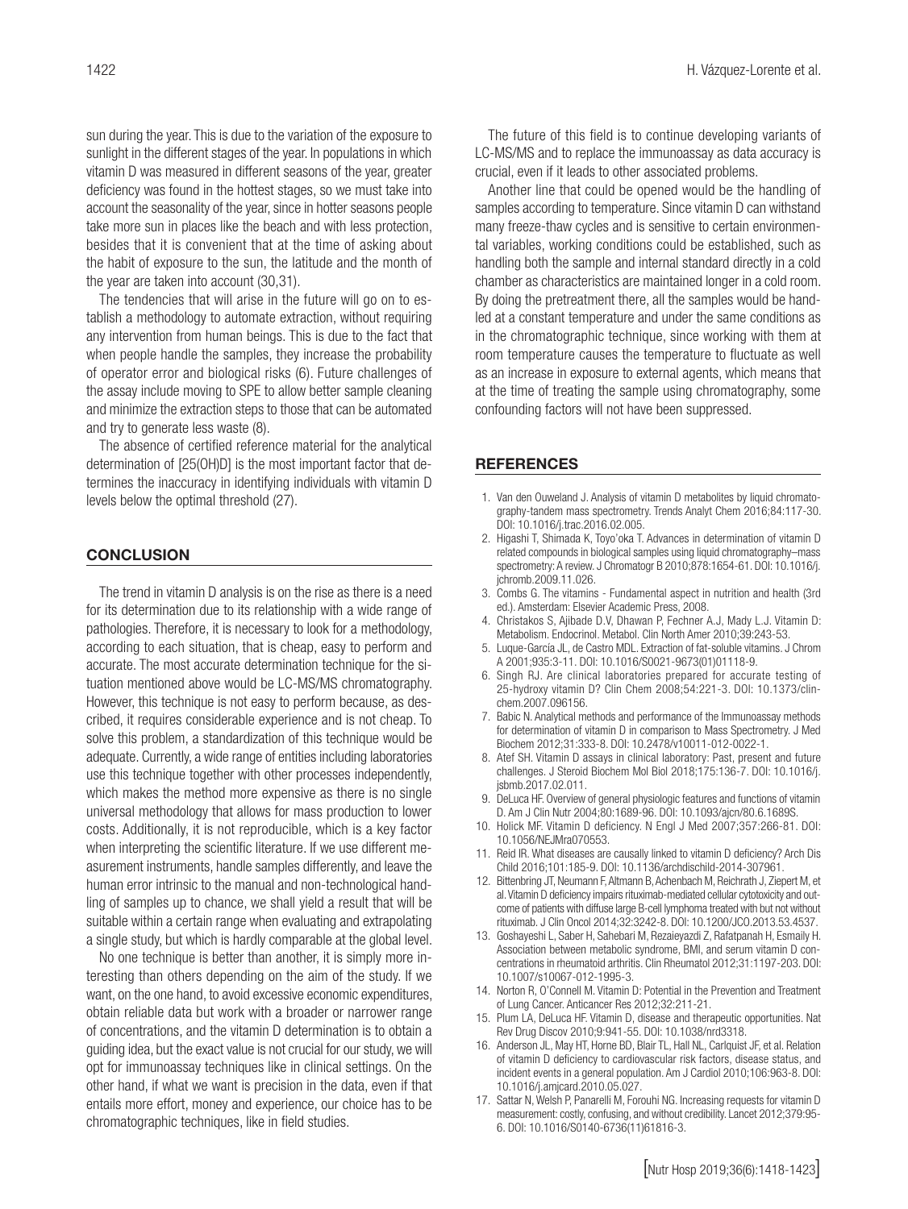sun during the year. This is due to the variation of the exposure to sunlight in the different stages of the year. In populations in which vitamin D was measured in different seasons of the year, greater deficiency was found in the hottest stages, so we must take into account the seasonality of the year, since in hotter seasons people take more sun in places like the beach and with less protection, besides that it is convenient that at the time of asking about the habit of exposure to the sun, the latitude and the month of the year are taken into account (30,31).

The tendencies that will arise in the future will go on to establish a methodology to automate extraction, without requiring any intervention from human beings. This is due to the fact that when people handle the samples, they increase the probability of operator error and biological risks (6). Future challenges of the assay include moving to SPE to allow better sample cleaning and minimize the extraction steps to those that can be automated and try to generate less waste (8).

The absence of certified reference material for the analytical determination of [25(OH)D] is the most important factor that determines the inaccuracy in identifying individuals with vitamin D levels below the optimal threshold (27).

## CONCLUSION

The trend in vitamin D analysis is on the rise as there is a need for its determination due to its relationship with a wide range of pathologies. Therefore, it is necessary to look for a methodology, according to each situation, that is cheap, easy to perform and accurate. The most accurate determination technique for the situation mentioned above would be LC-MS/MS chromatography. However, this technique is not easy to perform because, as described, it requires considerable experience and is not cheap. To solve this problem, a standardization of this technique would be adequate. Currently, a wide range of entities including laboratories use this technique together with other processes independently, which makes the method more expensive as there is no single universal methodology that allows for mass production to lower costs. Additionally, it is not reproducible, which is a key factor when interpreting the scientific literature. If we use different measurement instruments, handle samples differently, and leave the human error intrinsic to the manual and non-technological handling of samples up to chance, we shall yield a result that will be suitable within a certain range when evaluating and extrapolating a single study, but which is hardly comparable at the global level.

No one technique is better than another, it is simply more interesting than others depending on the aim of the study. If we want, on the one hand, to avoid excessive economic expenditures, obtain reliable data but work with a broader or narrower range of concentrations, and the vitamin D determination is to obtain a guiding idea, but the exact value is not crucial for our study, we will opt for immunoassay techniques like in clinical settings. On the other hand, if what we want is precision in the data, even if that entails more effort, money and experience, our choice has to be chromatographic techniques, like in field studies.

The future of this field is to continue developing variants of LC-MS/MS and to replace the immunoassay as data accuracy is crucial, even if it leads to other associated problems.

Another line that could be opened would be the handling of samples according to temperature. Since vitamin D can withstand many freeze-thaw cycles and is sensitive to certain environmental variables, working conditions could be established, such as handling both the sample and internal standard directly in a cold chamber as characteristics are maintained longer in a cold room. By doing the pretreatment there, all the samples would be handled at a constant temperature and under the same conditions as in the chromatographic technique, since working with them at room temperature causes the temperature to fluctuate as well as an increase in exposure to external agents, which means that at the time of treating the sample using chromatography, some confounding factors will not have been suppressed.

## REFERENCES

1. Van den Ouweland J. Analysis of vitamin D metabolites by liquid chromatography-tandem mass spectrometry. Trends Analyt Chem 2016;84:117-30. DOI: 10.1016/j.trac.2016.02.005.
2. Higashi T, Shimada K, Toyo'oka T. Advances in determination of vitamin D related compounds in biological samples using liquid chromatography–mass spectrometry: A review. J Chromatogr B 2010;878:1654-61. DOI: 10.1016/j.jchromb.2009.11.026.
3. Combs G. The vitamins - Fundamental aspect in nutrition and health (3rd ed.). Amsterdam: Elsevier Academic Press, 2008.
4. Christakos S, Ajibade D.V, Dhawan P, Fechner A.J, Mady L.J. Vitamin D: Metabolism. Endocrinol. Metabol. Clin North Amer 2010;39:243-53.
5. Luque-García JL, de Castro MDL. Extraction of fat-soluble vitamins. J Chrom A 2001;935:3-11. DOI: 10.1016/S0021-9673(01)01118-9.
6. Singh RJ. Are clinical laboratories prepared for accurate testing of 25-hydroxy vitamin D? Clin Chem 2008;54:221-3. DOI: 10.1373/clinchem.2007.096156.
7. Babic N. Analytical methods and performance of the Immunoassay methods for determination of vitamin D in comparison to Mass Spectrometry. J Med Biochem 2012;31:333-8. DOI: 10.2478/v10011-012-0022-1.
8. Atef SH. Vitamin D assays in clinical laboratory: Past, present and future challenges. J Steroid Biochem Mol Biol 2018;175:136-7. DOI: 10.1016/j.jsbmb.2017.02.011.
9. DeLuca HF. Overview of general physiologic features and functions of vitamin D. Am J Clin Nutr 2004;80:1689-96. DOI: 10.1093/ajcn/80.6.1689S.
10. Holick MF. Vitamin D deficiency. N Engl J Med 2007;357:266-81. DOI: 10.1056/NEJMra070553.
11. Reid IR. What diseases are causally linked to vitamin D deficiency? Arch Dis Child 2016;101:185-9. DOI: 10.1136/archdischild-2014-307961.
12. Bittenbring JT, Neumann F, Altmann B, Achenbach M, Reichrath J, Ziepert M, et al. Vitamin D deficiency impairs rituximab-mediated cellular cytotoxicity and outcome of patients with diffuse large B-cell lymphoma treated with but not without rituximab. J Clin Oncol 2014;32:3242-8. DOI: 10.1200/JCO.2013.53.4537.
13. Goshayeshi L, Saber H, Sahebari M, Rezaieyazdi Z, Rafatpanah H, Esmaily H. Association between metabolic syndrome, BMI, and serum vitamin D concentrations in rheumatoid arthritis. Clin Rheumatol 2012;31:1197-203. DOI: 10.1007/s10067-012-1995-3.
14. Norton R, O'Connell M. Vitamin D: Potential in the Prevention and Treatment of Lung Cancer. Anticancer Res 2012;32:211-21.
15. Plum LA, DeLuca HF. Vitamin D, disease and therapeutic opportunities. Nat Rev Drug Discov 2010;9:941-55. DOI: 10.1038/nrd3318.
16. Anderson JL, May HT, Horne BD, Blair TL, Hall NL, Carlquist JF, et al. Relation of vitamin D deficiency to cardiovascular risk factors, disease status, and incident events in a general population. Am J Cardiol 2010;106:963-8. DOI: 10.1016/j.amjcard.2010.05.027.
17. Sattar N, Welsh P, Panarelli M, Forouhi NG. Increasing requests for vitamin D measurement: costly, confusing, and without credibility. Lancet 2012;379:95-6. DOI: 10.1016/S0140-6736(11)61816-3.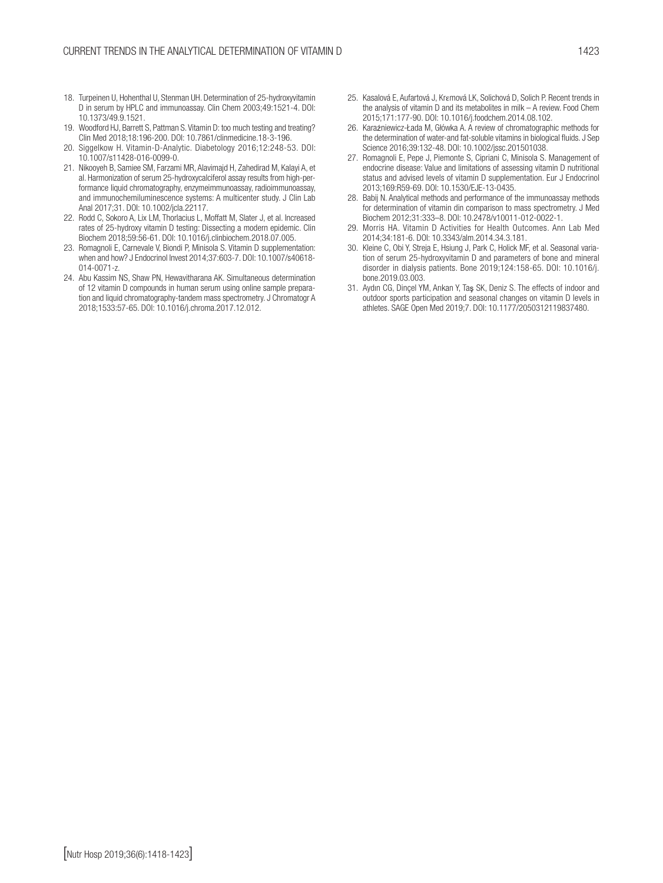18. Turpeinen U, Hohenthal U, Stenman UH. Determination of 25-hydroxyvitamin D in serum by HPLC and immunoassay. Clin Chem 2003;49:1521-4. DOI: 10.1373/49.9.1521.
19. Woodford HJ, Barrett S, Pattman S. Vitamin D: too much testing and treating? Clin Med 2018;18:196-200. DOI: 10.7861/clinmedicine.18-3-196.
20. Siggelkow H. Vitamin-D-Analytic. Diabetology 2016;12:248-53. DOI: 10.1007/s11428-016-0099-0.
21. Nikooyeh B, Samiee SM, Farzami MR, Alavimajd H, Zahedirad M, Kalayi A, et al. Harmonization of serum 25-hydroxycalciferol assay results from high-performance liquid chromatography, enzymeimmunoassay, radioimmunoassay, and immunochemiluminescence systems: A multicenter study. J Clin Lab Anal 2017;31. DOI: 10.1002/jcla.22117.
22. Rodd C, Sokoro A, Lix LM, Thorlacius L, Moffatt M, Slater J, et al. Increased rates of 25-hydroxy vitamin D testing: Dissecting a modern epidemic. Clin Biochem 2018;59:56-61. DOI: 10.1016/j.clinbiochem.2018.07.005.
23. Romagnoli E, Carnevale V, Biondi P, Minisola S. Vitamin D supplementation: when and how? J Endocrinol Invest 2014;37:603-7. DOI: 10.1007/s40618-014-0071-z.
24. Abu Kassim NS, Shaw PN, Hewavitharana AK. Simultaneous determination of 12 vitamin D compounds in human serum using online sample preparation and liquid chromatography-tandem mass spectrometry. J Chromatogr A 2018;1533:57-65. DOI: 10.1016/j.chroma.2017.12.012.
25. Kasalová E, Aufartová J, Krεmová LK, Solichová D, Solich P. Recent trends in the analysis of vitamin D and its metabolites in milk – A review. Food Chem 2015;171:177-90. DOI: 10.1016/j.foodchem.2014.08.102.
26. Karaźniewicz-Łada M, Główka A. A review of chromatographic methods for the determination of water-and fat-soluble vitamins in biological fluids. J Sep Science 2016;39:132-48. DOI: 10.1002/jssc.201501038.
27. Romagnoli E, Pepe J, Piemonte S, Cipriani C, Minisola S. Management of endocrine disease: Value and limitations of assessing vitamin D nutritional status and advised levels of vitamin D supplementation. Eur J Endocrinol 2013;169:R59-69. DOI: 10.1530/EJE-13-0435.
28. Babij N. Analytical methods and performance of the immunoassay methods for determination of vitamin din comparison to mass spectrometry. J Med Biochem 2012;31:333–8. DOI: 10.2478/v10011-012-0022-1.
29. Morris HA. Vitamin D Activities for Health Outcomes. Ann Lab Med 2014;34:181-6. DOI: 10.3343/alm.2014.34.3.181.
30. Kleine C, Obi Y, Streja E, Hsiung J, Park C, Holick MF, et al. Seasonal variation of serum 25-hydroxyvitamin D and parameters of bone and mineral disorder in dialysis patients. Bone 2019;124:158-65. DOI: 10.1016/j.bone.2019.03.003.
31. Aydın CG, Dinçel YM, Arıkan Y, Taş SK, Deniz S. The effects of indoor and outdoor sports participation and seasonal changes on vitamin D levels in athletes. SAGE Open Med 2019;7. DOI: 10.1177/2050312119837480.